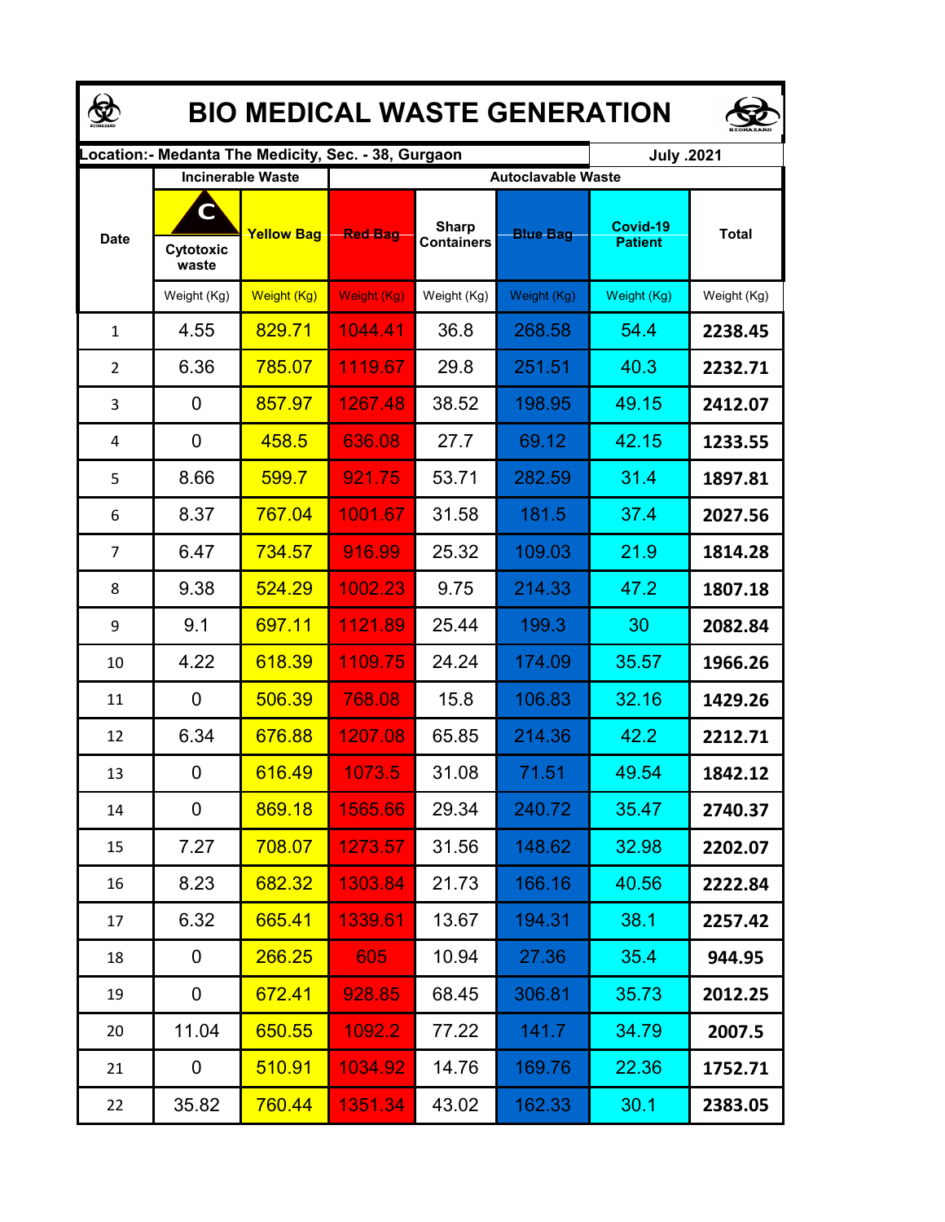# BIO MEDICAL WASTE GENERATION

| Location:- Medanta The Medicity, Sec. - 38, Gurgaon | | | | | | | July .2021 |
|---|---|---|---|---|---|---|---|
| Date | Incinerable Waste | | Autoclavable Waste | | | | |
| | Cytotoxic waste | Yellow Bag | Red Bag | Sharp Containers | Blue Bag | Covid-19 Patient | Total |
| | Weight (Kg) | Weight (Kg) | Weight (Kg) | Weight (Kg) | Weight (Kg) | Weight (Kg) | Weight (Kg) |
| 1 | 4.55 | 829.71 | 1044.41 | 36.8 | 268.58 | 54.4 | 2238.45 |
| 2 | 6.36 | 785.07 | 1119.67 | 29.8 | 251.51 | 40.3 | 2232.71 |
| 3 | 0 | 857.97 | 1267.48 | 38.52 | 198.95 | 49.15 | 2412.07 |
| 4 | 0 | 458.5 | 636.08 | 27.7 | 69.12 | 42.15 | 1233.55 |
| 5 | 8.66 | 599.7 | 921.75 | 53.71 | 282.59 | 31.4 | 1897.81 |
| 6 | 8.37 | 767.04 | 1001.67 | 31.58 | 181.5 | 37.4 | 2027.56 |
| 7 | 6.47 | 734.57 | 916.99 | 25.32 | 109.03 | 21.9 | 1814.28 |
| 8 | 9.38 | 524.29 | 1002.23 | 9.75 | 214.33 | 47.2 | 1807.18 |
| 9 | 9.1 | 697.11 | 1121.89 | 25.44 | 199.3 | 30 | 2082.84 |
| 10 | 4.22 | 618.39 | 1109.75 | 24.24 | 174.09 | 35.57 | 1966.26 |
| 11 | 0 | 506.39 | 768.08 | 15.8 | 106.83 | 32.16 | 1429.26 |
| 12 | 6.34 | 676.88 | 1207.08 | 65.85 | 214.36 | 42.2 | 2212.71 |
| 13 | 0 | 616.49 | 1073.5 | 31.08 | 71.51 | 49.54 | 1842.12 |
| 14 | 0 | 869.18 | 1565.66 | 29.34 | 240.72 | 35.47 | 2740.37 |
| 15 | 7.27 | 708.07 | 1273.57 | 31.56 | 148.62 | 32.98 | 2202.07 |
| 16 | 8.23 | 682.32 | 1303.84 | 21.73 | 166.16 | 40.56 | 2222.84 |
| 17 | 6.32 | 665.41 | 1339.61 | 13.67 | 194.31 | 38.1 | 2257.42 |
| 18 | 0 | 266.25 | 605 | 10.94 | 27.36 | 35.4 | 944.95 |
| 19 | 0 | 672.41 | 928.85 | 68.45 | 306.81 | 35.73 | 2012.25 |
| 20 | 11.04 | 650.55 | 1092.2 | 77.22 | 141.7 | 34.79 | 2007.5 |
| 21 | 0 | 510.91 | 1034.92 | 14.76 | 169.76 | 22.36 | 1752.71 |
| 22 | 35.82 | 760.44 | 1351.34 | 43.02 | 162.33 | 30.1 | 2383.05 |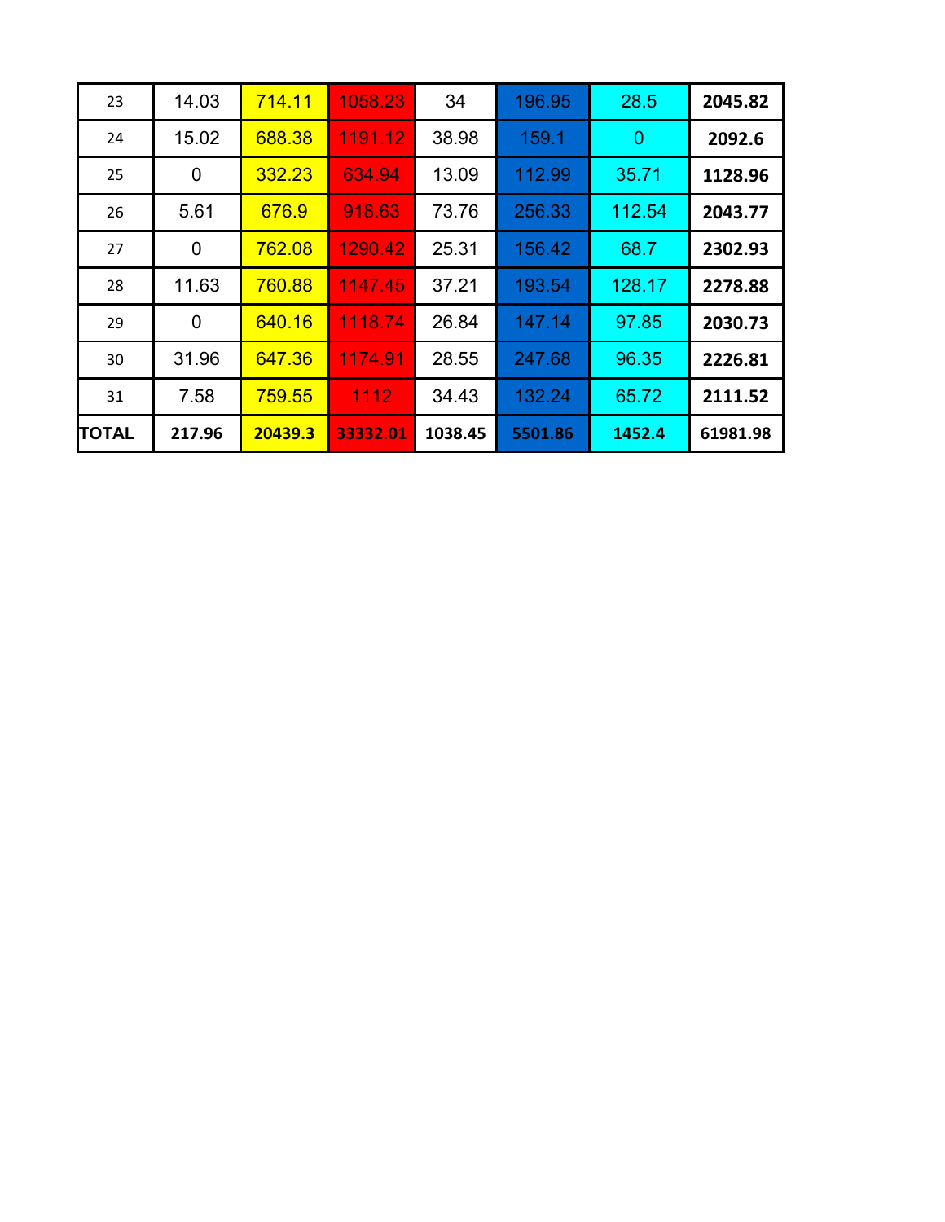| 23 | 14.03 | 714.11 | 1058.23 | 34 | 196.95 | 28.5 | **2045.82** |
|---|---|---|---|---|---|---|---|
| 24 | 15.02 | 688.38 | 1191.12 | 38.98 | 159.1 | 0 | **2092.6** |
| 25 | 0 | 332.23 | 634.94 | 13.09 | 112.99 | 35.71 | **1128.96** |
| 26 | 5.61 | 676.9 | 918.63 | 73.76 | 256.33 | 112.54 | **2043.77** |
| 27 | 0 | 762.08 | 1290.42 | 25.31 | 156.42 | 68.7 | **2302.93** |
| 28 | 11.63 | 760.88 | 1147.45 | 37.21 | 193.54 | 128.17 | **2278.88** |
| 29 | 0 | 640.16 | 1118.74 | 26.84 | 147.14 | 97.85 | **2030.73** |
| 30 | 31.96 | 647.36 | 1174.91 | 28.55 | 247.68 | 96.35 | **2226.81** |
| 31 | 7.58 | 759.55 | 1112 | 34.43 | 132.24 | 65.72 | **2111.52** |
| **TOTAL** | **217.96** | **20439.3** | **33332.01** | **1038.45** | **5501.86** | **1452.4** | **61981.98** |